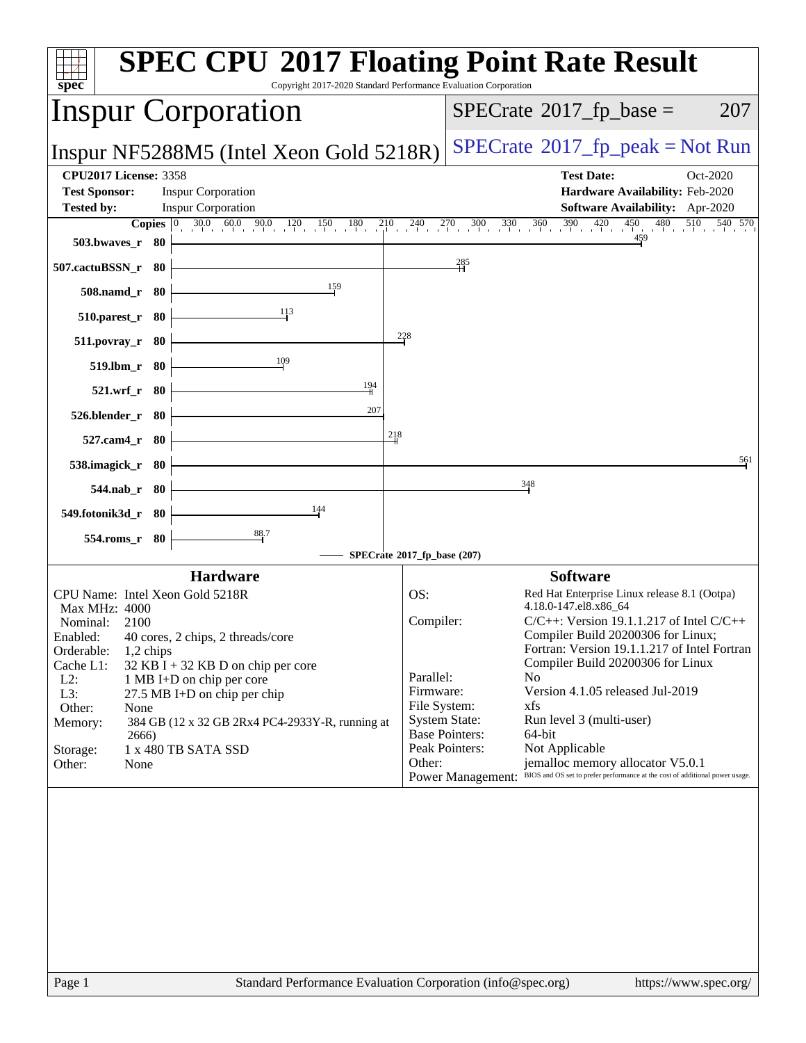# SPEC CPU 2017 Floating Point Rate Result

Copyright 2017-2020 Standard Performance Evaluation Corporation

## Inspur Corporation

Inspur NF5288M5 (Intel Xeon Gold 5218R)

SPECrate 2017_fp_base = 207

SPECrate 2017_fp_peak = Not Run

**CPU2017 License:** 3358
**Test Sponsor:** Inspur Corporation
**Tested by:** Inspur Corporation

**Test Date:** Oct-2020
**Hardware Availability:** Feb-2020
**Software Availability:** Apr-2020

| Benchmark | Copies | SPECrate 2017_fp_base |
|---|---|---|
| 503.bwaves_r | 80 | 459 |
| 507.cactuBSSN_r | 80 | 285 |
| 508.namd_r | 80 | 159 |
| 510.parest_r | 80 | 113 |
| 511.povray_r | 80 | 228 |
| 519.lbm_r | 80 | 109 |
| 521.wrf_r | 80 | 194 |
| 526.blender_r | 80 | 207 |
| 527.cam4_r | 80 | 218 |
| 538.imagick_r | 80 | 561 |
| 544.nab_r | 80 | 348 |
| 549.fotonik3d_r | 80 | 144 |
| 554.roms_r | 80 | 88.7 |

SPECrate 2017_fp_base (207)

### Hardware

| | |
|---|---|
| CPU Name: | Intel Xeon Gold 5218R |
| Max MHz: | 4000 |
| Nominal: | 2100 |
| Enabled: | 40 cores, 2 chips, 2 threads/core |
| Orderable: | 1,2 chips |
| Cache L1: | 32 KB I + 32 KB D on chip per core |
| L2: | 1 MB I+D on chip per core |
| L3: | 27.5 MB I+D on chip per chip |
| Other: | None |
| Memory: | 384 GB (12 x 32 GB 2Rx4 PC4-2933Y-R, running at 2666) |
| Storage: | 1 x 480 TB SATA SSD |
| Other: | None |

### Software

| | |
|---|---|
| OS: | Red Hat Enterprise Linux release 8.1 (Ootpa) 4.18.0-147.el8.x86_64 |
| Compiler: | C/C++: Version 19.1.1.217 of Intel C/C++ Compiler Build 20200306 for Linux; Fortran: Version 19.1.1.217 of Intel Fortran Compiler Build 20200306 for Linux |
| Parallel: | No |
| Firmware: | Version 4.1.05 released Jul-2019 |
| File System: | xfs |
| System State: | Run level 3 (multi-user) |
| Base Pointers: | 64-bit |
| Peak Pointers: | Not Applicable |
| Other: | jemalloc memory allocator V5.0.1 |
| Power Management: | BIOS and OS set to prefer performance at the cost of additional power usage. |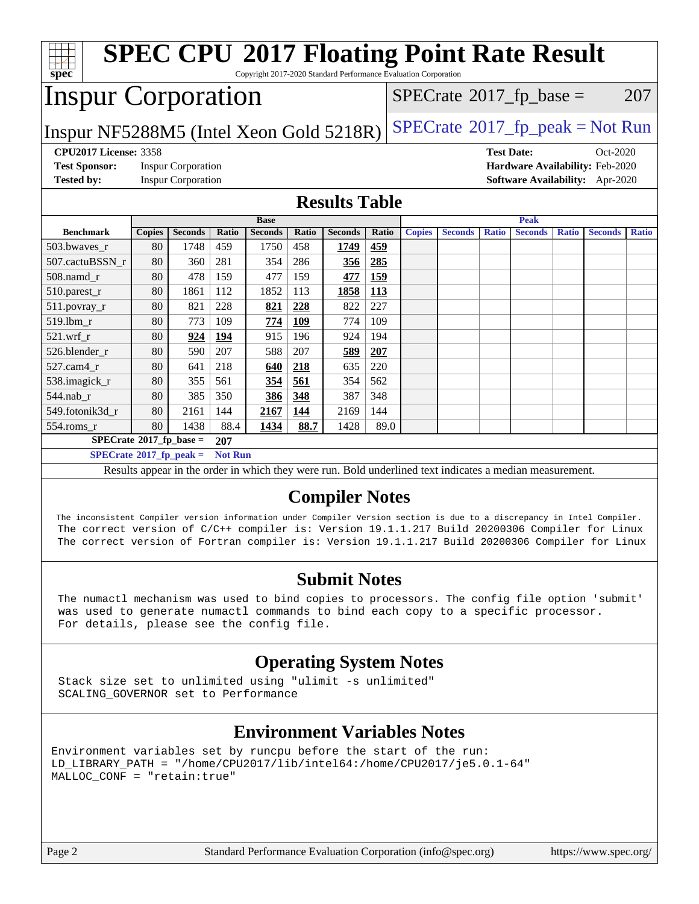# SPEC CPU 2017 Floating Point Rate Result

Copyright 2017-2020 Standard Performance Evaluation Corporation

## Inspur Corporation

Inspur NF5288M5 (Intel Xeon Gold 5218R)

SPECrate 2017_fp_base = 207

SPECrate 2017_fp_peak = Not Run

**CPU2017 License:** 3358
**Test Sponsor:** Inspur Corporation
**Tested by:** Inspur Corporation

**Test Date:** Oct-2020
**Hardware Availability:** Feb-2020
**Software Availability:** Apr-2020

## Results Table

| | Base | | | | | | | Peak | | | | | | |
|---|---|---|---|---|---|---|---|---|---|---|---|---|---|---|
| **Benchmark** | **Copies** | **Seconds** | **Ratio** | **Seconds** | **Ratio** | **Seconds** | **Ratio** | **Copies** | **Seconds** | **Ratio** | **Seconds** | **Ratio** | **Seconds** | **Ratio** |
| 503.bwaves_r | 80 | 1748 | 459 | 1750 | 458 | **1749** | **459** | | | | | | | |
| 507.cactuBSSN_r | 80 | 360 | 281 | 354 | 286 | **356** | **285** | | | | | | | |
| 508.namd_r | 80 | 478 | 159 | 477 | 159 | **477** | **159** | | | | | | | |
| 510.parest_r | 80 | 1861 | 112 | 1852 | 113 | **1858** | **113** | | | | | | | |
| 511.povray_r | 80 | 821 | 228 | **821** | **228** | 822 | 227 | | | | | | | |
| 519.lbm_r | 80 | 773 | 109 | **774** | **109** | 774 | 109 | | | | | | | |
| 521.wrf_r | 80 | **924** | **194** | 915 | 196 | 924 | 194 | | | | | | | |
| 526.blender_r | 80 | 590 | 207 | 588 | 207 | **589** | **207** | | | | | | | |
| 527.cam4_r | 80 | 641 | 218 | **640** | **218** | 635 | 220 | | | | | | | |
| 538.imagick_r | 80 | 355 | 561 | **354** | **561** | 354 | 562 | | | | | | | |
| 544.nab_r | 80 | 385 | 350 | **386** | **348** | 387 | 348 | | | | | | | |
| 549.fotonik3d_r | 80 | 2161 | 144 | **2167** | **144** | 2169 | 144 | | | | | | | |
| 554.roms_r | 80 | 1438 | 88.4 | **1434** | **88.7** | 1428 | 89.0 | | | | | | | |

**SPECrate 2017_fp_base = 207**

**SPECrate 2017_fp_peak = Not Run**

Results appear in the order in which they were run. Bold underlined text indicates a median measurement.

## Compiler Notes

```
The inconsistent Compiler version information under Compiler Version section is due to a discrepancy in Intel Compiler.
The correct version of C/C++ compiler is: Version 19.1.1.217 Build 20200306 Compiler for Linux
The correct version of Fortran compiler is: Version 19.1.1.217 Build 20200306 Compiler for Linux
```

## Submit Notes

```
The numactl mechanism was used to bind copies to processors. The config file option 'submit'
was used to generate numactl commands to bind each copy to a specific processor.
For details, please see the config file.
```

## Operating System Notes

```
Stack size set to unlimited using "ulimit -s unlimited"
SCALING_GOVERNOR set to Performance
```

## Environment Variables Notes

```
Environment variables set by runcpu before the start of the run:
LD_LIBRARY_PATH = "/home/CPU2017/lib/intel64:/home/CPU2017/je5.0.1-64"
MALLOC_CONF = "retain:true"
```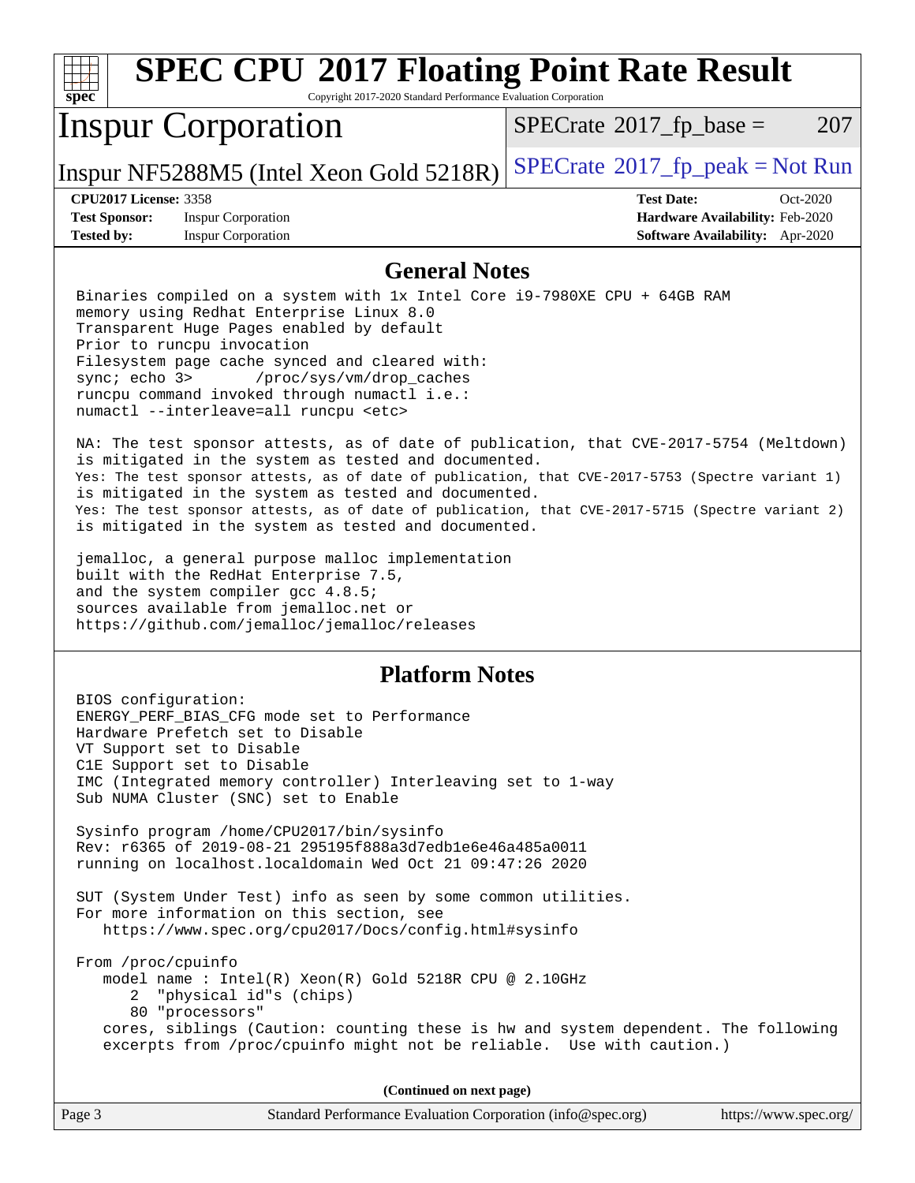# SPEC CPU 2017 Floating Point Rate Result

Copyright 2017-2020 Standard Performance Evaluation Corporation

## Inspur Corporation

Inspur NF5288M5 (Intel Xeon Gold 5218R)

SPECrate 2017_fp_base = 207

SPECrate 2017_fp_peak = Not Run

**CPU2017 License:** 3358
**Test Sponsor:** Inspur Corporation
**Tested by:** Inspur Corporation

**Test Date:** Oct-2020
**Hardware Availability:** Feb-2020
**Software Availability:** Apr-2020

### General Notes

```
Binaries compiled on a system with 1x Intel Core i9-7980XE CPU + 64GB RAM
memory using Redhat Enterprise Linux 8.0
Transparent Huge Pages enabled by default
Prior to runcpu invocation
Filesystem page cache synced and cleared with:
sync; echo 3>       /proc/sys/vm/drop_caches
runcpu command invoked through numactl i.e.:
numactl --interleave=all runcpu <etc>

NA: The test sponsor attests, as of date of publication, that CVE-2017-5754 (Meltdown)
is mitigated in the system as tested and documented.
Yes: The test sponsor attests, as of date of publication, that CVE-2017-5753 (Spectre variant 1)
is mitigated in the system as tested and documented.
Yes: The test sponsor attests, as of date of publication, that CVE-2017-5715 (Spectre variant 2)
is mitigated in the system as tested and documented.

jemalloc, a general purpose malloc implementation
built with the RedHat Enterprise 7.5,
and the system compiler gcc 4.8.5;
sources available from jemalloc.net or
https://github.com/jemalloc/jemalloc/releases
```

### Platform Notes

```
BIOS configuration:
ENERGY_PERF_BIAS_CFG mode set to Performance
Hardware Prefetch set to Disable
VT Support set to Disable
C1E Support set to Disable
IMC (Integrated memory controller) Interleaving set to 1-way
Sub NUMA Cluster (SNC) set to Enable

Sysinfo program /home/CPU2017/bin/sysinfo
Rev: r6365 of 2019-08-21 295195f888a3d7edb1e6e46a485a0011
running on localhost.localdomain Wed Oct 21 09:47:26 2020

SUT (System Under Test) info as seen by some common utilities.
For more information on this section, see
   https://www.spec.org/cpu2017/Docs/config.html#sysinfo

From /proc/cpuinfo
   model name : Intel(R) Xeon(R) Gold 5218R CPU @ 2.10GHz
      2  "physical id"s (chips)
      80 "processors"
   cores, siblings (Caution: counting these is hw and system dependent. The following
   excerpts from /proc/cpuinfo might not be reliable.  Use with caution.)
```

**(Continued on next page)**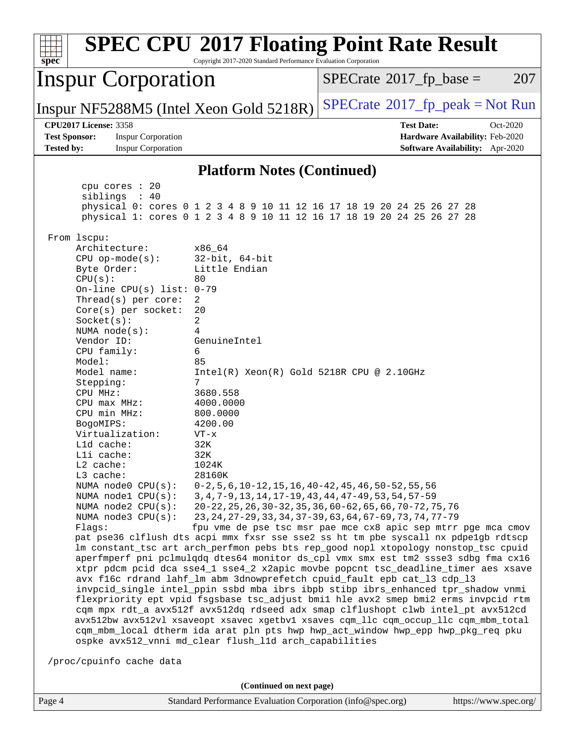## Platform Notes (Continued)

```
      cpu cores : 20
      siblings  : 40
      physical 0: cores 0 1 2 3 4 8 9 10 11 12 16 17 18 19 20 24 25 26 27 28
      physical 1: cores 0 1 2 3 4 8 9 10 11 12 16 17 18 19 20 24 25 26 27 28

 From lscpu:
      Architecture:        x86_64
      CPU op-mode(s):      32-bit, 64-bit
      Byte Order:          Little Endian
      CPU(s):              80
      On-line CPU(s) list: 0-79
      Thread(s) per core:  2
      Core(s) per socket:  20
      Socket(s):           2
      NUMA node(s):        4
      Vendor ID:           GenuineIntel
      CPU family:          6
      Model:               85
      Model name:          Intel(R) Xeon(R) Gold 5218R CPU @ 2.10GHz
      Stepping:            7
      CPU MHz:             3680.558
      CPU max MHz:         4000.0000
      CPU min MHz:         800.0000
      BogoMIPS:            4200.00
      Virtualization:      VT-x
      L1d cache:           32K
      L1i cache:           32K
      L2 cache:            1024K
      L3 cache:            28160K
      NUMA node0 CPU(s):   0-2,5,6,10-12,15,16,40-42,45,46,50-52,55,56
      NUMA node1 CPU(s):   3,4,7-9,13,14,17-19,43,44,47-49,53,54,57-59
      NUMA node2 CPU(s):   20-22,25,26,30-32,35,36,60-62,65,66,70-72,75,76
      NUMA node3 CPU(s):   23,24,27-29,33,34,37-39,63,64,67-69,73,74,77-79
      Flags:               fpu vme de pse tsc msr pae mce cx8 apic sep mtrr pge mca cmov
      pat pse36 clflush dts acpi mmx fxsr sse sse2 ss ht tm pbe syscall nx pdpe1gb rdtscp
      lm constant_tsc art arch_perfmon pebs bts rep_good nopl xtopology nonstop_tsc cpuid
      aperfmperf pni pclmulqdq dtes64 monitor ds_cpl vmx smx est tm2 ssse3 sdbg fma cx16
      xtpr pdcm pcid dca sse4_1 sse4_2 x2apic movbe popcnt tsc_deadline_timer aes xsave
      avx f16c rdrand lahf_lm abm 3dnowprefetch cpuid_fault epb cat_l3 cdp_l3
      invpcid_single intel_ppin ssbd mba ibrs ibpb stibp ibrs_enhanced tpr_shadow vnmi
      flexpriority ept vpid fsgsbase tsc_adjust bmi1 hle avx2 smep bmi2 erms invpcid rtm
      cqm mpx rdt_a avx512f avx512dq rdseed adx smap clflushopt clwb intel_pt avx512cd
      avx512bw avx512vl xsaveopt xsavec xgetbv1 xsaves cqm_llc cqm_occup_llc cqm_mbm_total
      cqm_mbm_local dtherm ida arat pln pts hwp hwp_act_window hwp_epp hwp_pkg_req pku
      ospke avx512_vnni md_clear flush_l1d arch_capabilities

 /proc/cpuinfo cache data
```

**(Continued on next page)**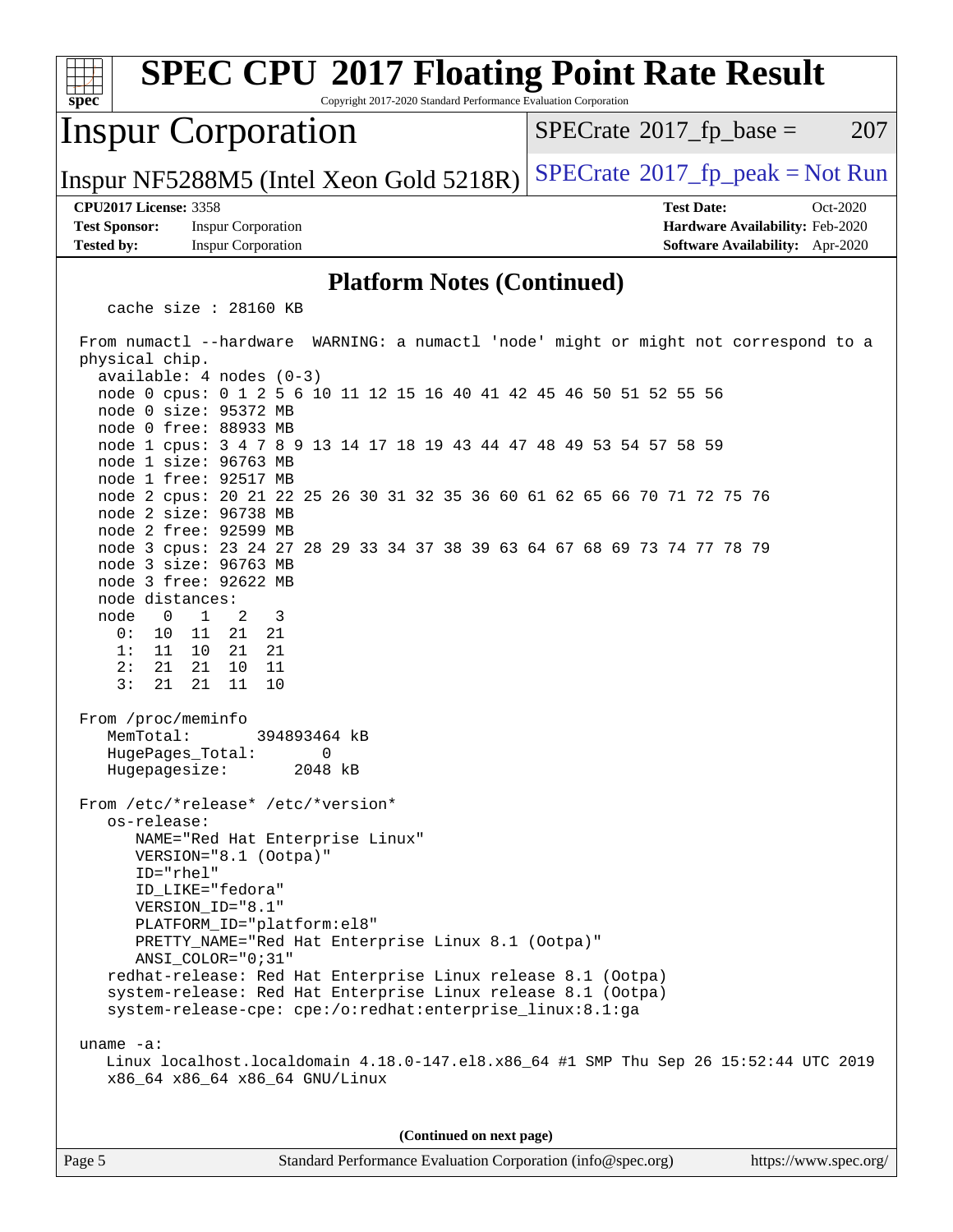## Platform Notes (Continued)

```
   cache size : 28160 KB

 From numactl --hardware  WARNING: a numactl 'node' might or might not correspond to a
 physical chip.
   available: 4 nodes (0-3)
   node 0 cpus: 0 1 2 5 6 10 11 12 15 16 40 41 42 45 46 50 51 52 55 56
   node 0 size: 95372 MB
   node 0 free: 88933 MB
   node 1 cpus: 3 4 7 8 9 13 14 17 18 19 43 44 47 48 49 53 54 57 58 59
   node 1 size: 96763 MB
   node 1 free: 92517 MB
   node 2 cpus: 20 21 22 25 26 30 31 32 35 36 60 61 62 65 66 70 71 72 75 76
   node 2 size: 96738 MB
   node 2 free: 92599 MB
   node 3 cpus: 23 24 27 28 29 33 34 37 38 39 63 64 67 68 69 73 74 77 78 79
   node 3 size: 96763 MB
   node 3 free: 92622 MB
   node distances:
   node   0   1   2   3
     0:  10  11  21  21
     1:  11  10  21  21
     2:  21  21  10  11
     3:  21  21  11  10

 From /proc/meminfo
    MemTotal:       394893464 kB
    HugePages_Total:       0
    Hugepagesize:       2048 kB

 From /etc/*release* /etc/*version*
    os-release:
       NAME="Red Hat Enterprise Linux"
       VERSION="8.1 (Ootpa)"
       ID="rhel"
       ID_LIKE="fedora"
       VERSION_ID="8.1"
       PLATFORM_ID="platform:el8"
       PRETTY_NAME="Red Hat Enterprise Linux 8.1 (Ootpa)"
       ANSI_COLOR="0;31"
    redhat-release: Red Hat Enterprise Linux release 8.1 (Ootpa)
    system-release: Red Hat Enterprise Linux release 8.1 (Ootpa)
    system-release-cpe: cpe:/o:redhat:enterprise_linux:8.1:ga

 uname -a:
    Linux localhost.localdomain 4.18.0-147.el8.x86_64 #1 SMP Thu Sep 26 15:52:44 UTC 2019
    x86_64 x86_64 x86_64 GNU/Linux
```

**(Continued on next page)**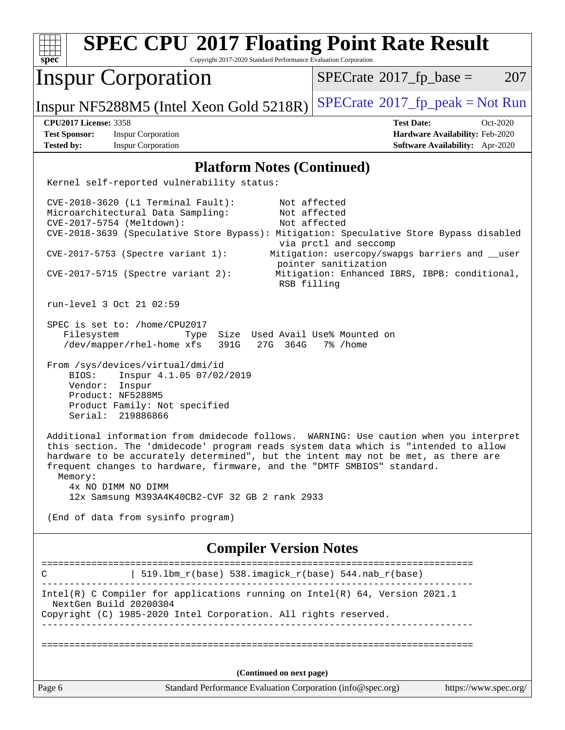## Platform Notes (Continued)

```
Kernel self-reported vulnerability status:

CVE-2018-3620 (L1 Terminal Fault):        Not affected
Microarchitectural Data Sampling:         Not affected
CVE-2017-5754 (Meltdown):                 Not affected
CVE-2018-3639 (Speculative Store Bypass): Mitigation: Speculative Store Bypass disabled
                                           via prctl and seccomp
CVE-2017-5753 (Spectre variant 1):        Mitigation: usercopy/swapgs barriers and __user
                                           pointer sanitization
CVE-2017-5715 (Spectre variant 2):        Mitigation: Enhanced IBRS, IBPB: conditional,
                                           RSB filling

run-level 3 Oct 21 02:59

SPEC is set to: /home/CPU2017
   Filesystem            Type  Size  Used Avail Use% Mounted on
   /dev/mapper/rhel-home xfs   391G   27G  364G   7% /home

From /sys/devices/virtual/dmi/id
    BIOS:    Inspur 4.1.05 07/02/2019
    Vendor:  Inspur
    Product: NF5288M5
    Product Family: Not specified
    Serial:  219886866

Additional information from dmidecode follows.  WARNING: Use caution when you interpret
this section. The 'dmidecode' program reads system data which is "intended to allow
hardware to be accurately determined", but the intent may not be met, as there are
frequent changes to hardware, firmware, and the "DMTF SMBIOS" standard.
  Memory:
    4x NO DIMM NO DIMM
    12x Samsung M393A4K40CB2-CVF 32 GB 2 rank 2933

(End of data from sysinfo program)
```

## Compiler Version Notes

```
==============================================================================
C               | 519.lbm_r(base) 538.imagick_r(base) 544.nab_r(base)
------------------------------------------------------------------------------
Intel(R) C Compiler for applications running on Intel(R) 64, Version 2021.1
  NextGen Build 20200304
Copyright (C) 1985-2020 Intel Corporation. All rights reserved.
------------------------------------------------------------------------------

==============================================================================
```

(Continued on next page)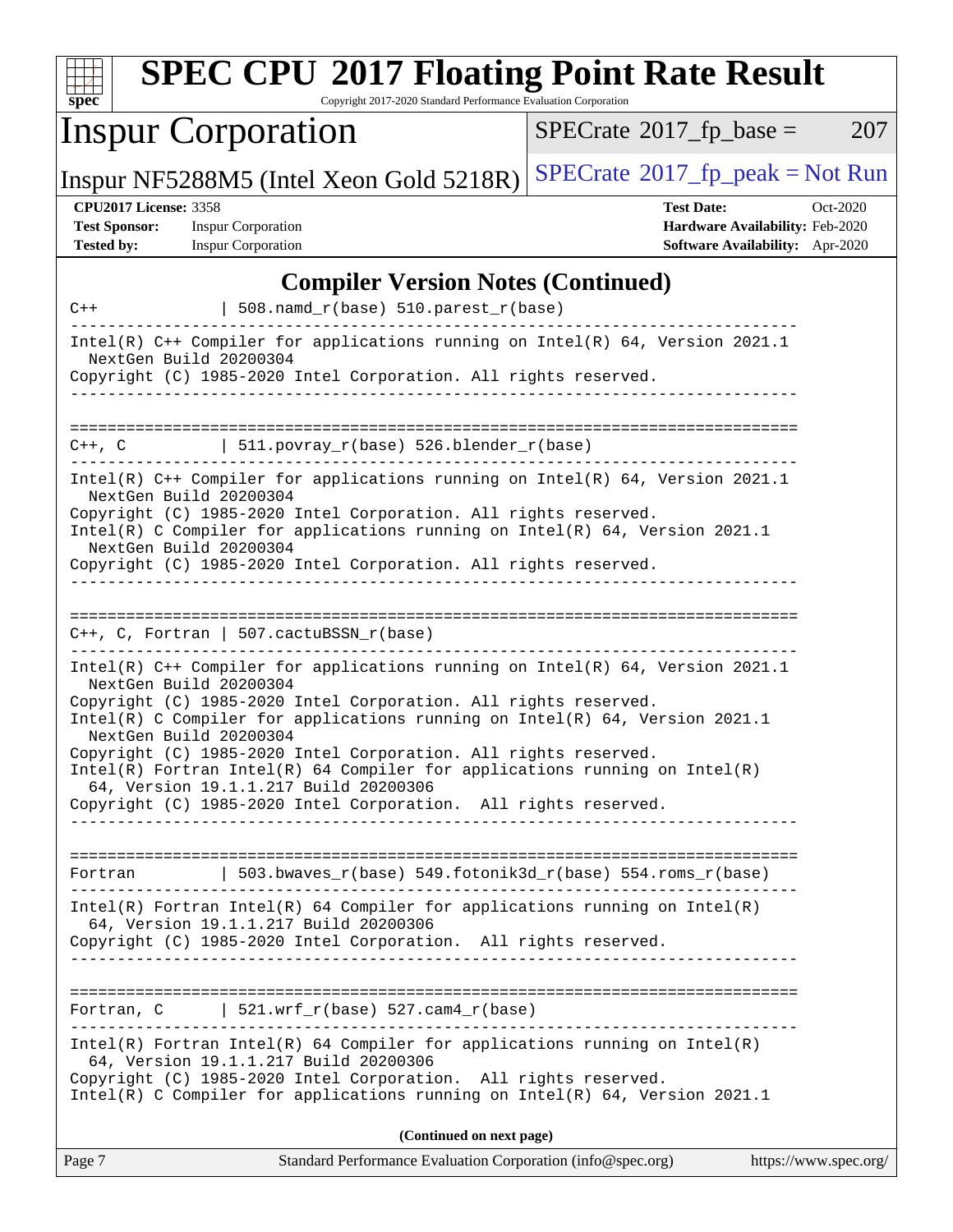## Compiler Version Notes (Continued)

```
C++             | 508.namd_r(base) 510.parest_r(base)
------------------------------------------------------------------------------
Intel(R) C++ Compiler for applications running on Intel(R) 64, Version 2021.1
  NextGen Build 20200304
Copyright (C) 1985-2020 Intel Corporation. All rights reserved.
------------------------------------------------------------------------------

==============================================================================
C++, C          | 511.povray_r(base) 526.blender_r(base)
------------------------------------------------------------------------------
Intel(R) C++ Compiler for applications running on Intel(R) 64, Version 2021.1
  NextGen Build 20200304
Copyright (C) 1985-2020 Intel Corporation. All rights reserved.
Intel(R) C Compiler for applications running on Intel(R) 64, Version 2021.1
  NextGen Build 20200304
Copyright (C) 1985-2020 Intel Corporation. All rights reserved.
------------------------------------------------------------------------------

==============================================================================
C++, C, Fortran | 507.cactuBSSN_r(base)
------------------------------------------------------------------------------
Intel(R) C++ Compiler for applications running on Intel(R) 64, Version 2021.1
  NextGen Build 20200304
Copyright (C) 1985-2020 Intel Corporation. All rights reserved.
Intel(R) C Compiler for applications running on Intel(R) 64, Version 2021.1
  NextGen Build 20200304
Copyright (C) 1985-2020 Intel Corporation. All rights reserved.
Intel(R) Fortran Intel(R) 64 Compiler for applications running on Intel(R)
  64, Version 19.1.1.217 Build 20200306
Copyright (C) 1985-2020 Intel Corporation.  All rights reserved.
------------------------------------------------------------------------------

==============================================================================
Fortran         | 503.bwaves_r(base) 549.fotonik3d_r(base) 554.roms_r(base)
------------------------------------------------------------------------------
Intel(R) Fortran Intel(R) 64 Compiler for applications running on Intel(R)
  64, Version 19.1.1.217 Build 20200306
Copyright (C) 1985-2020 Intel Corporation.  All rights reserved.
------------------------------------------------------------------------------

==============================================================================
Fortran, C      | 521.wrf_r(base) 527.cam4_r(base)
------------------------------------------------------------------------------
Intel(R) Fortran Intel(R) 64 Compiler for applications running on Intel(R)
  64, Version 19.1.1.217 Build 20200306
Copyright (C) 1985-2020 Intel Corporation.  All rights reserved.
Intel(R) C Compiler for applications running on Intel(R) 64, Version 2021.1
```

**(Continued on next page)**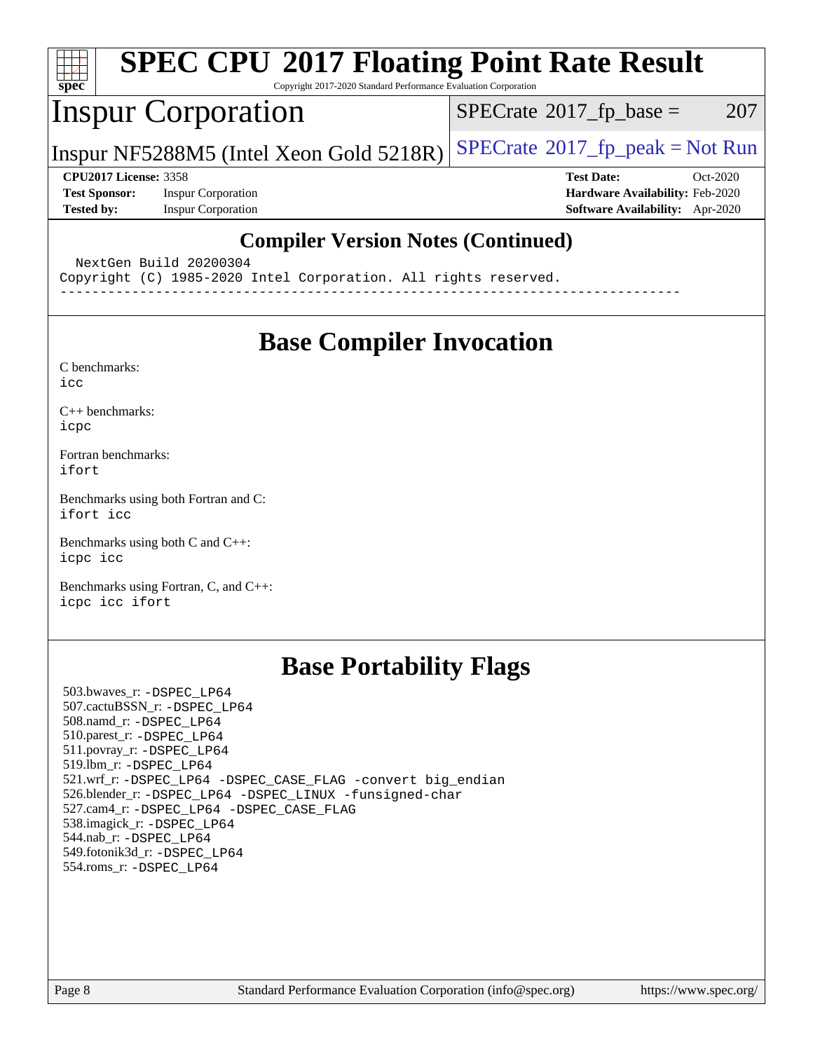# SPEC CPU 2017 Floating Point Rate Result

Copyright 2017-2020 Standard Performance Evaluation Corporation

## Inspur Corporation

Inspur NF5288M5 (Intel Xeon Gold 5218R)

SPECrate 2017_fp_base = 207

SPECrate 2017_fp_peak = Not Run

**CPU2017 License:** 3358
**Test Sponsor:** Inspur Corporation
**Tested by:** Inspur Corporation

**Test Date:** Oct-2020
**Hardware Availability:** Feb-2020
**Software Availability:** Apr-2020

## Compiler Version Notes (Continued)

```
  NextGen Build 20200304
Copyright (C) 1985-2020 Intel Corporation. All rights reserved.
------------------------------------------------------------------------------
```

## Base Compiler Invocation

C benchmarks:
`icc`

C++ benchmarks:
`icpc`

Fortran benchmarks:
`ifort`

Benchmarks using both Fortran and C:
`ifort icc`

Benchmarks using both C and C++:
`icpc icc`

Benchmarks using Fortran, C, and C++:
`icpc icc ifort`

## Base Portability Flags

503.bwaves_r: `-DSPEC_LP64`
507.cactuBSSN_r: `-DSPEC_LP64`
508.namd_r: `-DSPEC_LP64`
510.parest_r: `-DSPEC_LP64`
511.povray_r: `-DSPEC_LP64`
519.lbm_r: `-DSPEC_LP64`
521.wrf_r: `-DSPEC_LP64 -DSPEC_CASE_FLAG -convert big_endian`
526.blender_r: `-DSPEC_LP64 -DSPEC_LINUX -funsigned-char`
527.cam4_r: `-DSPEC_LP64 -DSPEC_CASE_FLAG`
538.imagick_r: `-DSPEC_LP64`
544.nab_r: `-DSPEC_LP64`
549.fotonik3d_r: `-DSPEC_LP64`
554.roms_r: `-DSPEC_LP64`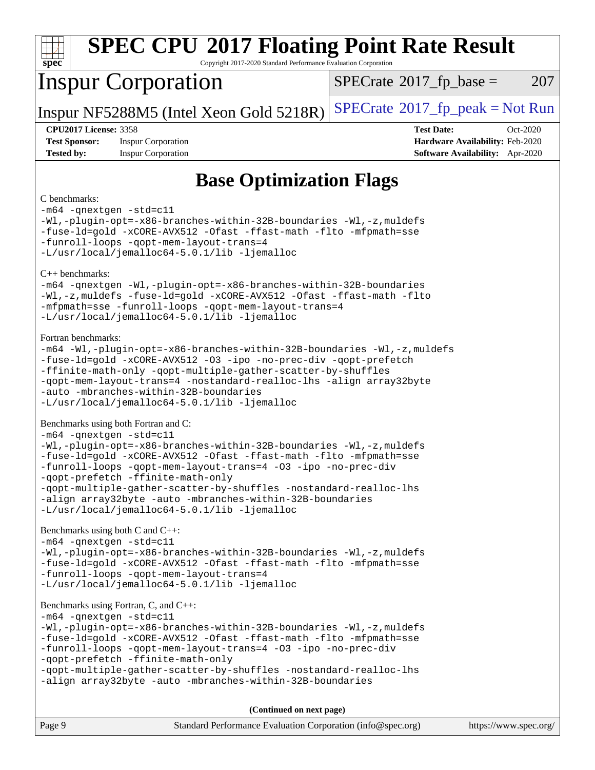# Base Optimization Flags

C benchmarks:

```
-m64 -qnextgen -std=c11
-Wl,-plugin-opt=-x86-branches-within-32B-boundaries -Wl,-z,muldefs
-fuse-ld=gold -xCORE-AVX512 -Ofast -ffast-math -flto -mfpmath=sse
-funroll-loops -qopt-mem-layout-trans=4
-L/usr/local/jemalloc64-5.0.1/lib -ljemalloc
```

C++ benchmarks:

```
-m64 -qnextgen -Wl,-plugin-opt=-x86-branches-within-32B-boundaries
-Wl,-z,muldefs -fuse-ld=gold -xCORE-AVX512 -Ofast -ffast-math -flto
-mfpmath=sse -funroll-loops -qopt-mem-layout-trans=4
-L/usr/local/jemalloc64-5.0.1/lib -ljemalloc
```

Fortran benchmarks:

```
-m64 -Wl,-plugin-opt=-x86-branches-within-32B-boundaries -Wl,-z,muldefs
-fuse-ld=gold -xCORE-AVX512 -O3 -ipo -no-prec-div -qopt-prefetch
-ffinite-math-only -qopt-multiple-gather-scatter-by-shuffles
-qopt-mem-layout-trans=4 -nostandard-realloc-lhs -align array32byte
-auto -mbranches-within-32B-boundaries
-L/usr/local/jemalloc64-5.0.1/lib -ljemalloc
```

Benchmarks using both Fortran and C:

```
-m64 -qnextgen -std=c11
-Wl,-plugin-opt=-x86-branches-within-32B-boundaries -Wl,-z,muldefs
-fuse-ld=gold -xCORE-AVX512 -Ofast -ffast-math -flto -mfpmath=sse
-funroll-loops -qopt-mem-layout-trans=4 -O3 -ipo -no-prec-div
-qopt-prefetch -ffinite-math-only
-qopt-multiple-gather-scatter-by-shuffles -nostandard-realloc-lhs
-align array32byte -auto -mbranches-within-32B-boundaries
-L/usr/local/jemalloc64-5.0.1/lib -ljemalloc
```

Benchmarks using both C and C++:

```
-m64 -qnextgen -std=c11
-Wl,-plugin-opt=-x86-branches-within-32B-boundaries -Wl,-z,muldefs
-fuse-ld=gold -xCORE-AVX512 -Ofast -ffast-math -flto -mfpmath=sse
-funroll-loops -qopt-mem-layout-trans=4
-L/usr/local/jemalloc64-5.0.1/lib -ljemalloc
```

Benchmarks using Fortran, C, and C++:

```
-m64 -qnextgen -std=c11
-Wl,-plugin-opt=-x86-branches-within-32B-boundaries -Wl,-z,muldefs
-fuse-ld=gold -xCORE-AVX512 -Ofast -ffast-math -flto -mfpmath=sse
-funroll-loops -qopt-mem-layout-trans=4 -O3 -ipo -no-prec-div
-qopt-prefetch -ffinite-math-only
-qopt-multiple-gather-scatter-by-shuffles -nostandard-realloc-lhs
-align array32byte -auto -mbranches-within-32B-boundaries
```

**(Continued on next page)**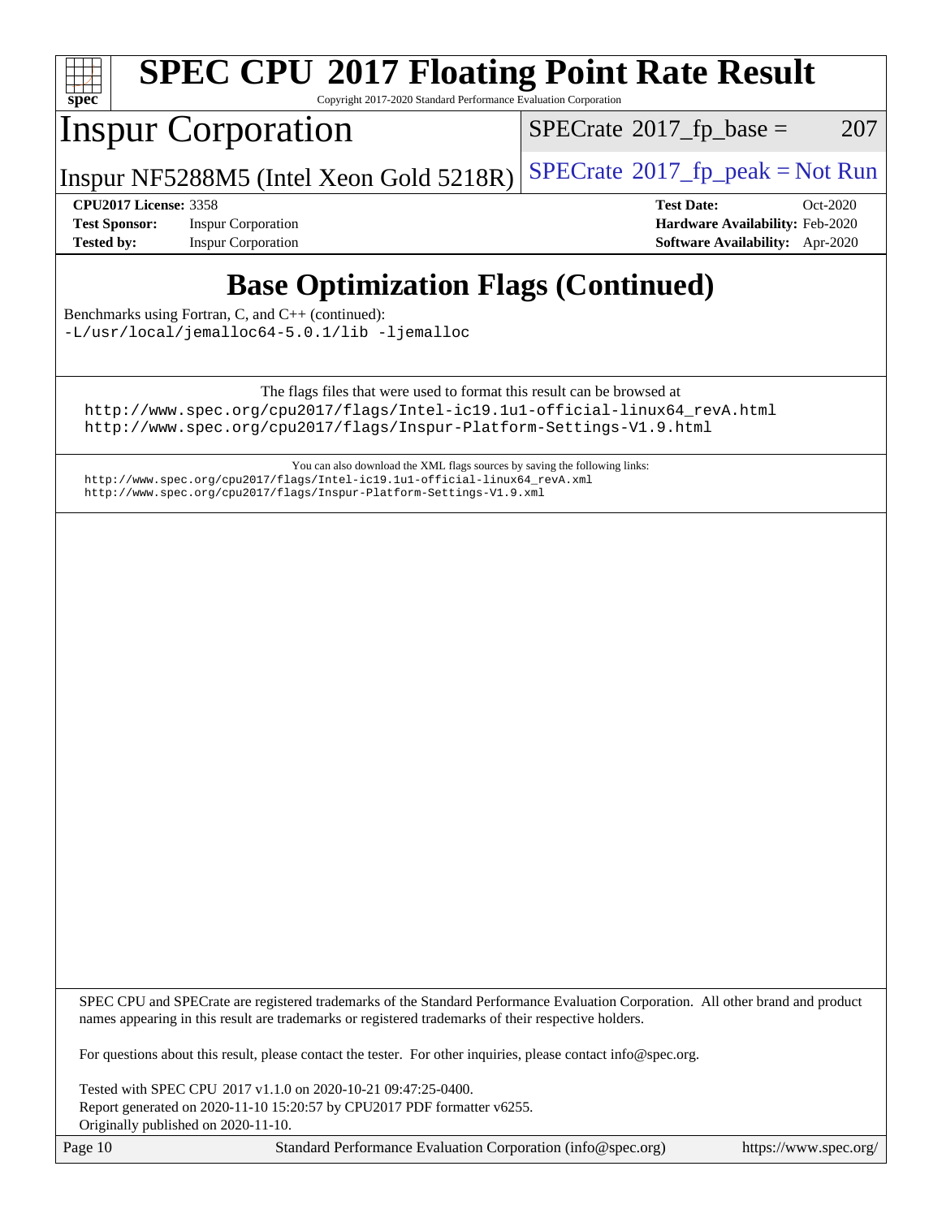# SPEC CPU 2017 Floating Point Rate Result

Copyright 2017-2020 Standard Performance Evaluation Corporation

## Inspur Corporation

Inspur NF5288M5 (Intel Xeon Gold 5218R)

SPECrate 2017_fp_base = 207

SPECrate 2017_fp_peak = Not Run

**CPU2017 License:** 3358
**Test Sponsor:** Inspur Corporation
**Tested by:** Inspur Corporation

**Test Date:** Oct-2020
**Hardware Availability:** Feb-2020
**Software Availability:** Apr-2020

## Base Optimization Flags (Continued)

Benchmarks using Fortran, C, and C++ (continued):
-L/usr/local/jemalloc64-5.0.1/lib -ljemalloc

The flags files that were used to format this result can be browsed at
http://www.spec.org/cpu2017/flags/Intel-ic19.1u1-official-linux64_revA.html
http://www.spec.org/cpu2017/flags/Inspur-Platform-Settings-V1.9.html

You can also download the XML flags sources by saving the following links:
http://www.spec.org/cpu2017/flags/Intel-ic19.1u1-official-linux64_revA.xml
http://www.spec.org/cpu2017/flags/Inspur-Platform-Settings-V1.9.xml

SPEC CPU and SPECrate are registered trademarks of the Standard Performance Evaluation Corporation. All other brand and product names appearing in this result are trademarks or registered trademarks of their respective holders.

For questions about this result, please contact the tester. For other inquiries, please contact info@spec.org.

Tested with SPEC CPU 2017 v1.1.0 on 2020-10-21 09:47:25-0400.
Report generated on 2020-11-10 15:20:57 by CPU2017 PDF formatter v6255.
Originally published on 2020-11-10.